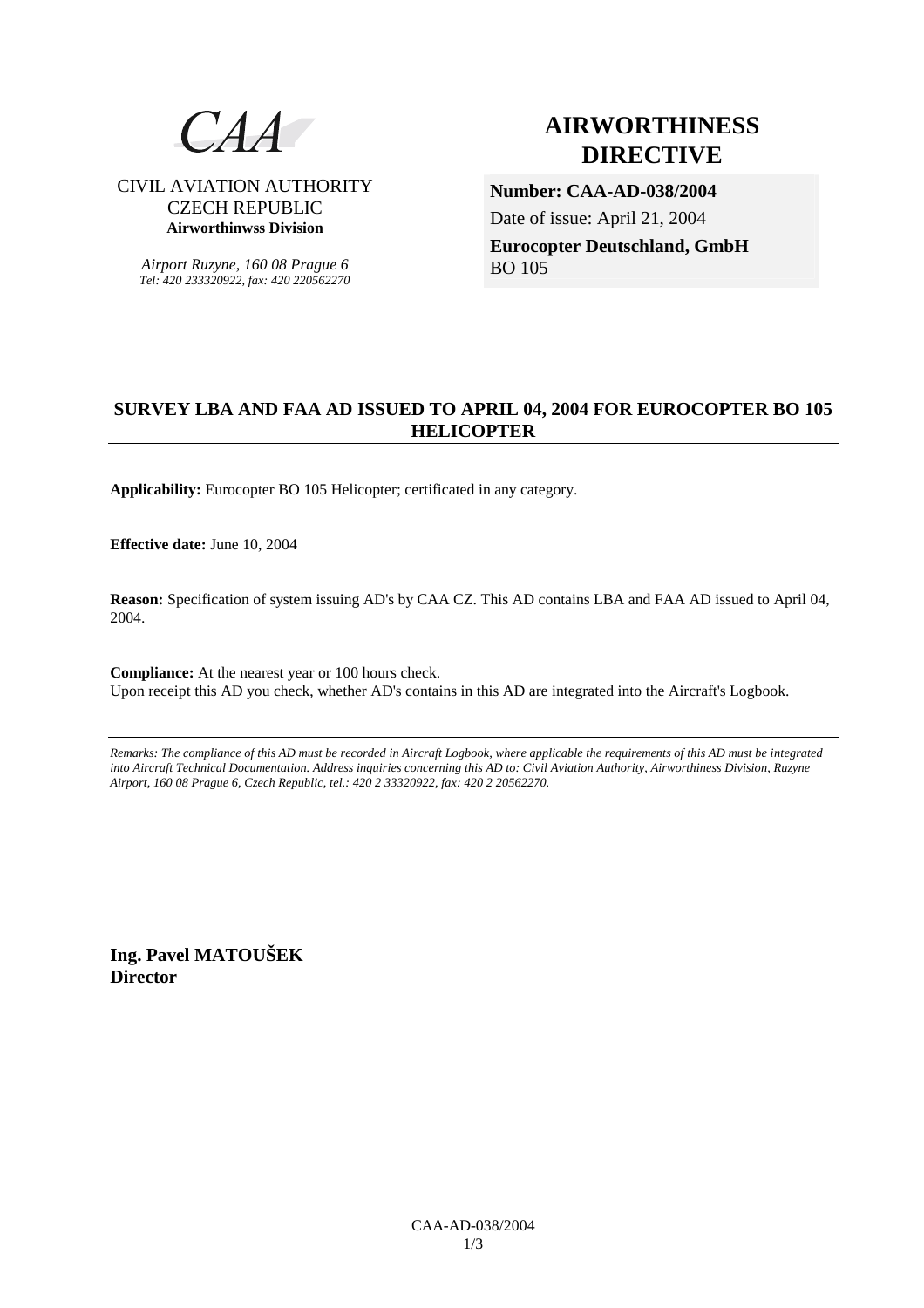CAA

CIVIL AVIATION AUTHORITY
CZECH REPUBLIC
**Airworthinwss Division**

*Airport Ruzyne, 160 08 Prague 6*
*Tel: 420 233320922, fax: 420 220562270*

# AIRWORTHINESS DIRECTIVE

**Number: CAA-AD-038/2004**

Date of issue: April 21, 2004

**Eurocopter Deutschland, GmbH**

BO 105

## SURVEY LBA AND FAA AD ISSUED TO APRIL 04, 2004 FOR EUROCOPTER BO 105 HELICOPTER

**Applicability:** Eurocopter BO 105 Helicopter; certificated in any category.

**Effective date:** June 10, 2004

**Reason:** Specification of system issuing AD's by CAA CZ. This AD contains LBA and FAA AD issued to April 04, 2004.

**Compliance:** At the nearest year or 100 hours check.
Upon receipt this AD you check, whether AD's contains in this AD are integrated into the Aircraft's Logbook.

---

*Remarks: The compliance of this AD must be recorded in Aircraft Logbook, where applicable the requirements of this AD must be integrated into Aircraft Technical Documentation. Address inquiries concerning this AD to: Civil Aviation Authority, Airworthiness Division, Ruzyne Airport, 160 08 Prague 6, Czech Republic, tel.: 420 2 33320922, fax: 420 2 20562270.*

**Ing. Pavel MATOUŠEK**
**Director**

CAA-AD-038/2004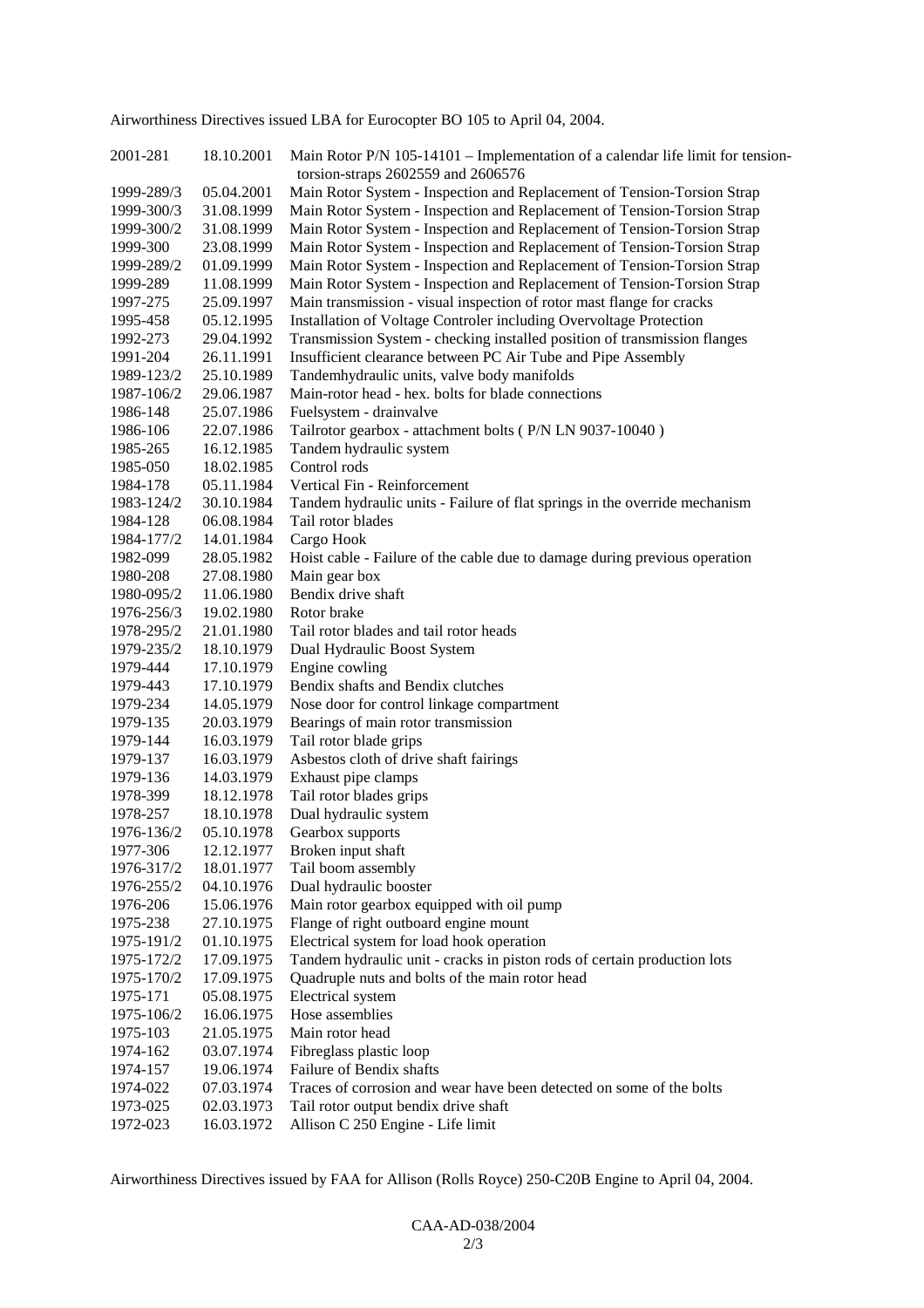Airworthiness Directives issued LBA for Eurocopter BO 105 to April 04, 2004.

| | | |
|---|---|---|
| 2001-281 | 18.10.2001 | Main Rotor P/N 105-14101 – Implementation of a calendar life limit for tension-torsion-straps 2602559 and 2606576 |
| 1999-289/3 | 05.04.2001 | Main Rotor System - Inspection and Replacement of Tension-Torsion Strap |
| 1999-300/3 | 31.08.1999 | Main Rotor System - Inspection and Replacement of Tension-Torsion Strap |
| 1999-300/2 | 31.08.1999 | Main Rotor System - Inspection and Replacement of Tension-Torsion Strap |
| 1999-300 | 23.08.1999 | Main Rotor System - Inspection and Replacement of Tension-Torsion Strap |
| 1999-289/2 | 01.09.1999 | Main Rotor System - Inspection and Replacement of Tension-Torsion Strap |
| 1999-289 | 11.08.1999 | Main Rotor System - Inspection and Replacement of Tension-Torsion Strap |
| 1997-275 | 25.09.1997 | Main transmission - visual inspection of rotor mast flange for cracks |
| 1995-458 | 05.12.1995 | Installation of Voltage Controler including Overvoltage Protection |
| 1992-273 | 29.04.1992 | Transmission System - checking installed position of transmission flanges |
| 1991-204 | 26.11.1991 | Insufficient clearance between PC Air Tube and Pipe Assembly |
| 1989-123/2 | 25.10.1989 | Tandemhydraulic units, valve body manifolds |
| 1987-106/2 | 29.06.1987 | Main-rotor head - hex. bolts for blade connections |
| 1986-148 | 25.07.1986 | Fuelsystem - drainvalve |
| 1986-106 | 22.07.1986 | Tailrotor gearbox - attachment bolts ( P/N LN 9037-10040 ) |
| 1985-265 | 16.12.1985 | Tandem hydraulic system |
| 1985-050 | 18.02.1985 | Control rods |
| 1984-178 | 05.11.1984 | Vertical Fin - Reinforcement |
| 1983-124/2 | 30.10.1984 | Tandem hydraulic units - Failure of flat springs in the override mechanism |
| 1984-128 | 06.08.1984 | Tail rotor blades |
| 1984-177/2 | 14.01.1984 | Cargo Hook |
| 1982-099 | 28.05.1982 | Hoist cable - Failure of the cable due to damage during previous operation |
| 1980-208 | 27.08.1980 | Main gear box |
| 1980-095/2 | 11.06.1980 | Bendix drive shaft |
| 1976-256/3 | 19.02.1980 | Rotor brake |
| 1978-295/2 | 21.01.1980 | Tail rotor blades and tail rotor heads |
| 1979-235/2 | 18.10.1979 | Dual Hydraulic Boost System |
| 1979-444 | 17.10.1979 | Engine cowling |
| 1979-443 | 17.10.1979 | Bendix shafts and Bendix clutches |
| 1979-234 | 14.05.1979 | Nose door for control linkage compartment |
| 1979-135 | 20.03.1979 | Bearings of main rotor transmission |
| 1979-144 | 16.03.1979 | Tail rotor blade grips |
| 1979-137 | 16.03.1979 | Asbestos cloth of drive shaft fairings |
| 1979-136 | 14.03.1979 | Exhaust pipe clamps |
| 1978-399 | 18.12.1978 | Tail rotor blades grips |
| 1978-257 | 18.10.1978 | Dual hydraulic system |
| 1976-136/2 | 05.10.1978 | Gearbox supports |
| 1977-306 | 12.12.1977 | Broken input shaft |
| 1976-317/2 | 18.01.1977 | Tail boom assembly |
| 1976-255/2 | 04.10.1976 | Dual hydraulic booster |
| 1976-206 | 15.06.1976 | Main rotor gearbox equipped with oil pump |
| 1975-238 | 27.10.1975 | Flange of right outboard engine mount |
| 1975-191/2 | 01.10.1975 | Electrical system for load hook operation |
| 1975-172/2 | 17.09.1975 | Tandem hydraulic unit - cracks in piston rods of certain production lots |
| 1975-170/2 | 17.09.1975 | Quadruple nuts and bolts of the main rotor head |
| 1975-171 | 05.08.1975 | Electrical system |
| 1975-106/2 | 16.06.1975 | Hose assemblies |
| 1975-103 | 21.05.1975 | Main rotor head |
| 1974-162 | 03.07.1974 | Fibreglass plastic loop |
| 1974-157 | 19.06.1974 | Failure of Bendix shafts |
| 1974-022 | 07.03.1974 | Traces of corrosion and wear have been detected on some of the bolts |
| 1973-025 | 02.03.1973 | Tail rotor output bendix drive shaft |
| 1972-023 | 16.03.1972 | Allison C 250 Engine - Life limit |

Airworthiness Directives issued by FAA for Allison (Rolls Royce) 250-C20B Engine to April 04, 2004.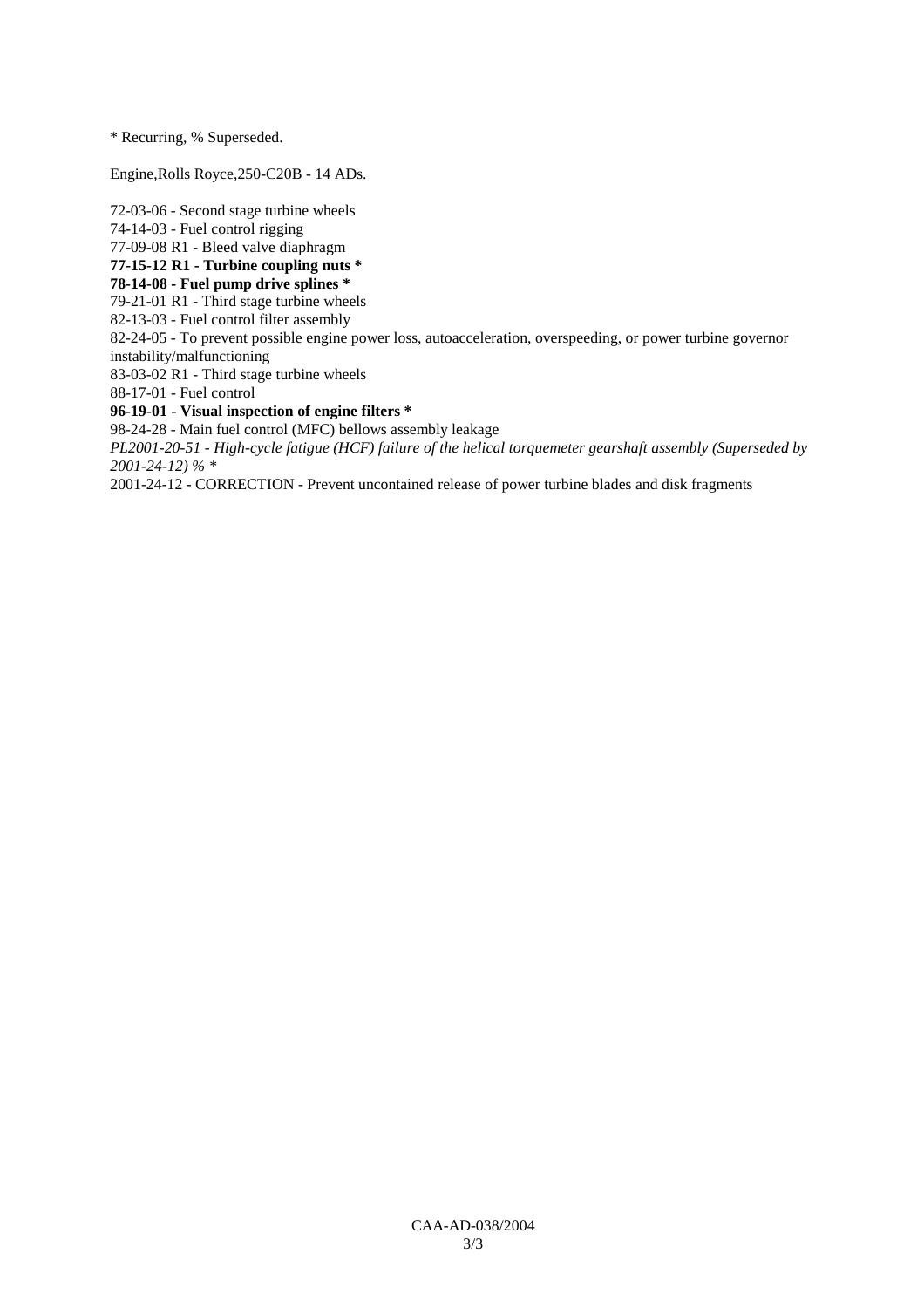* Recurring, % Superseded.

Engine,Rolls Royce,250-C20B - 14 ADs.

72-03-06 - Second stage turbine wheels
74-14-03 - Fuel control rigging
77-09-08 R1 - Bleed valve diaphragm
**77-15-12 R1 - Turbine coupling nuts ***
**78-14-08 - Fuel pump drive splines ***
79-21-01 R1 - Third stage turbine wheels
82-13-03 - Fuel control filter assembly
82-24-05 - To prevent possible engine power loss, autoacceleration, overspeeding, or power turbine governor instability/malfunctioning
83-03-02 R1 - Third stage turbine wheels
88-17-01 - Fuel control
**96-19-01 - Visual inspection of engine filters ***
98-24-28 - Main fuel control (MFC) bellows assembly leakage
*PL2001-20-51 - High-cycle fatigue (HCF) failure of the helical torquemeter gearshaft assembly (Superseded by 2001-24-12) % **
2001-24-12 - CORRECTION - Prevent uncontained release of power turbine blades and disk fragments

CAA-AD-038/2004